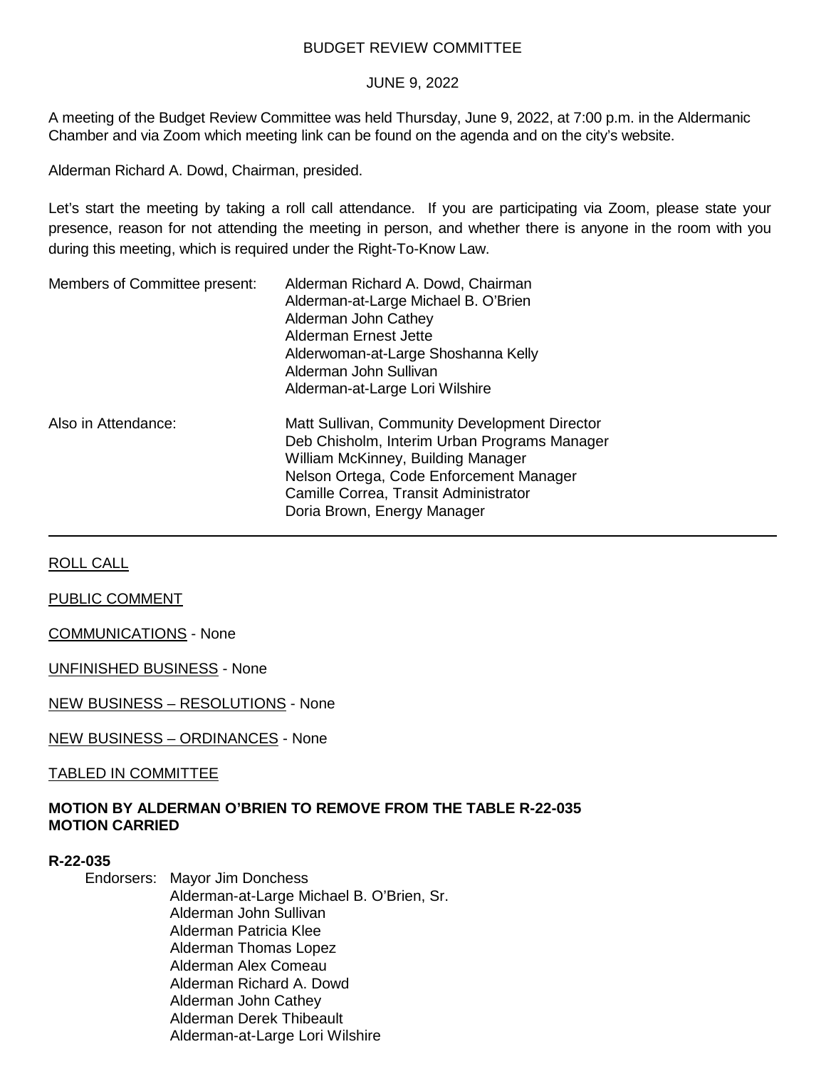BUDGET REVIEW COMMITTEE

JUNE 9, 2022

A meeting of the Budget Review Committee was held Thursday, June 9, 2022, at 7:00 p.m. in the Aldermanic Chamber and via Zoom which meeting link can be found on the agenda and on the city's website.

Alderman Richard A. Dowd, Chairman, presided.

Let's start the meeting by taking a roll call attendance. If you are participating via Zoom, please state your presence, reason for not attending the meeting in person, and whether there is anyone in the room with you during this meeting, which is required under the Right-To-Know Law.

| | |
|---|---|
| Members of Committee present: | Alderman Richard A. Dowd, Chairman<br>Alderman-at-Large Michael B. O'Brien<br>Alderman John Cathey<br>Alderman Ernest Jette<br>Alderwoman-at-Large Shoshanna Kelly<br>Alderman John Sullivan<br>Alderman-at-Large Lori Wilshire |
| Also in Attendance: | Matt Sullivan, Community Development Director<br>Deb Chisholm, Interim Urban Programs Manager<br>William McKinney, Building Manager<br>Nelson Ortega, Code Enforcement Manager<br>Camille Correa, Transit Administrator<br>Doria Brown, Energy Manager |

---

ROLL CALL

PUBLIC COMMENT

COMMUNICATIONS - None

UNFINISHED BUSINESS - None

NEW BUSINESS – RESOLUTIONS - None

NEW BUSINESS – ORDINANCES - None

TABLED IN COMMITTEE

**MOTION BY ALDERMAN O'BRIEN TO REMOVE FROM THE TABLE R-22-035**
**MOTION CARRIED**

**R-22-035**

Endorsers: Mayor Jim Donchess
Alderman-at-Large Michael B. O'Brien, Sr.
Alderman John Sullivan
Alderman Patricia Klee
Alderman Thomas Lopez
Alderman Alex Comeau
Alderman Richard A. Dowd
Alderman John Cathey
Alderman Derek Thibeault
Alderman-at-Large Lori Wilshire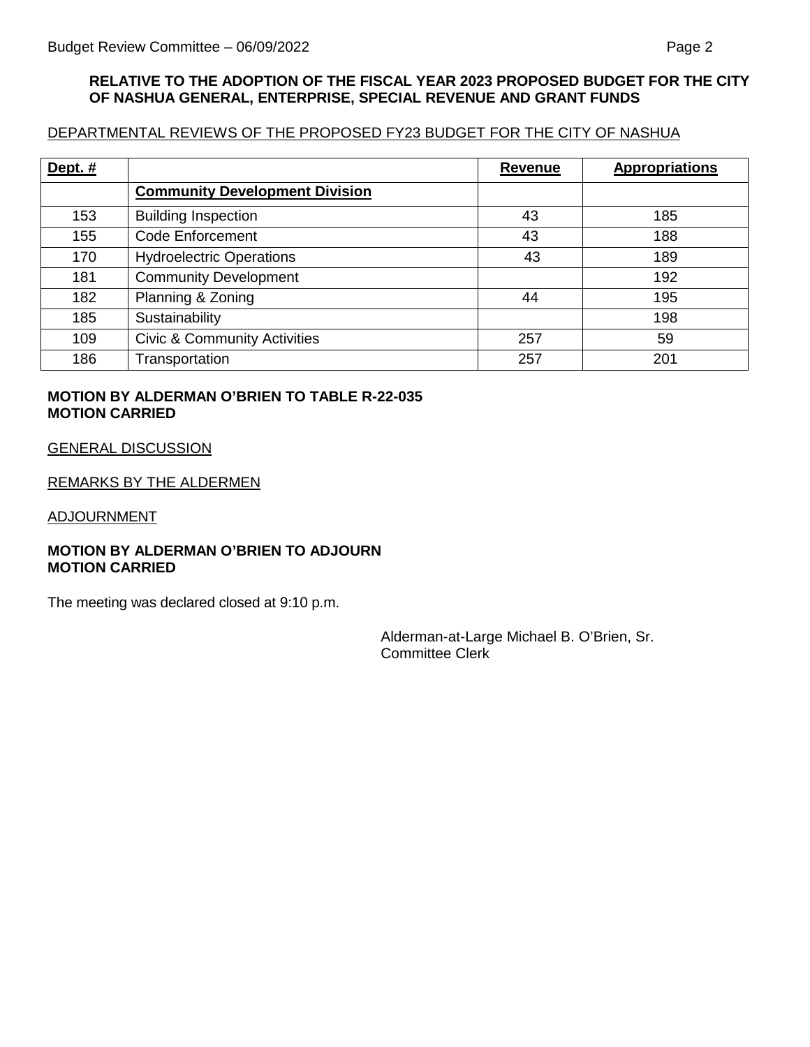**RELATIVE TO THE ADOPTION OF THE FISCAL YEAR 2023 PROPOSED BUDGET FOR THE CITY OF NASHUA GENERAL, ENTERPRISE, SPECIAL REVENUE AND GRANT FUNDS**

DEPARTMENTAL REVIEWS OF THE PROPOSED FY23 BUDGET FOR THE CITY OF NASHUA

| Dept. # | | Revenue | Appropriations |
|---|---|---|---|
| | **Community Development Division** | | |
| 153 | Building Inspection | 43 | 185 |
| 155 | Code Enforcement | 43 | 188 |
| 170 | Hydroelectric Operations | 43 | 189 |
| 181 | Community Development | | 192 |
| 182 | Planning & Zoning | 44 | 195 |
| 185 | Sustainability | | 198 |
| 109 | Civic & Community Activities | 257 | 59 |
| 186 | Transportation | 257 | 201 |

**MOTION BY ALDERMAN O'BRIEN TO TABLE R-22-035**
**MOTION CARRIED**

GENERAL DISCUSSION

REMARKS BY THE ALDERMEN

ADJOURNMENT

**MOTION BY ALDERMAN O'BRIEN TO ADJOURN**
**MOTION CARRIED**

The meeting was declared closed at 9:10 p.m.

Alderman-at-Large Michael B. O'Brien, Sr.
Committee Clerk